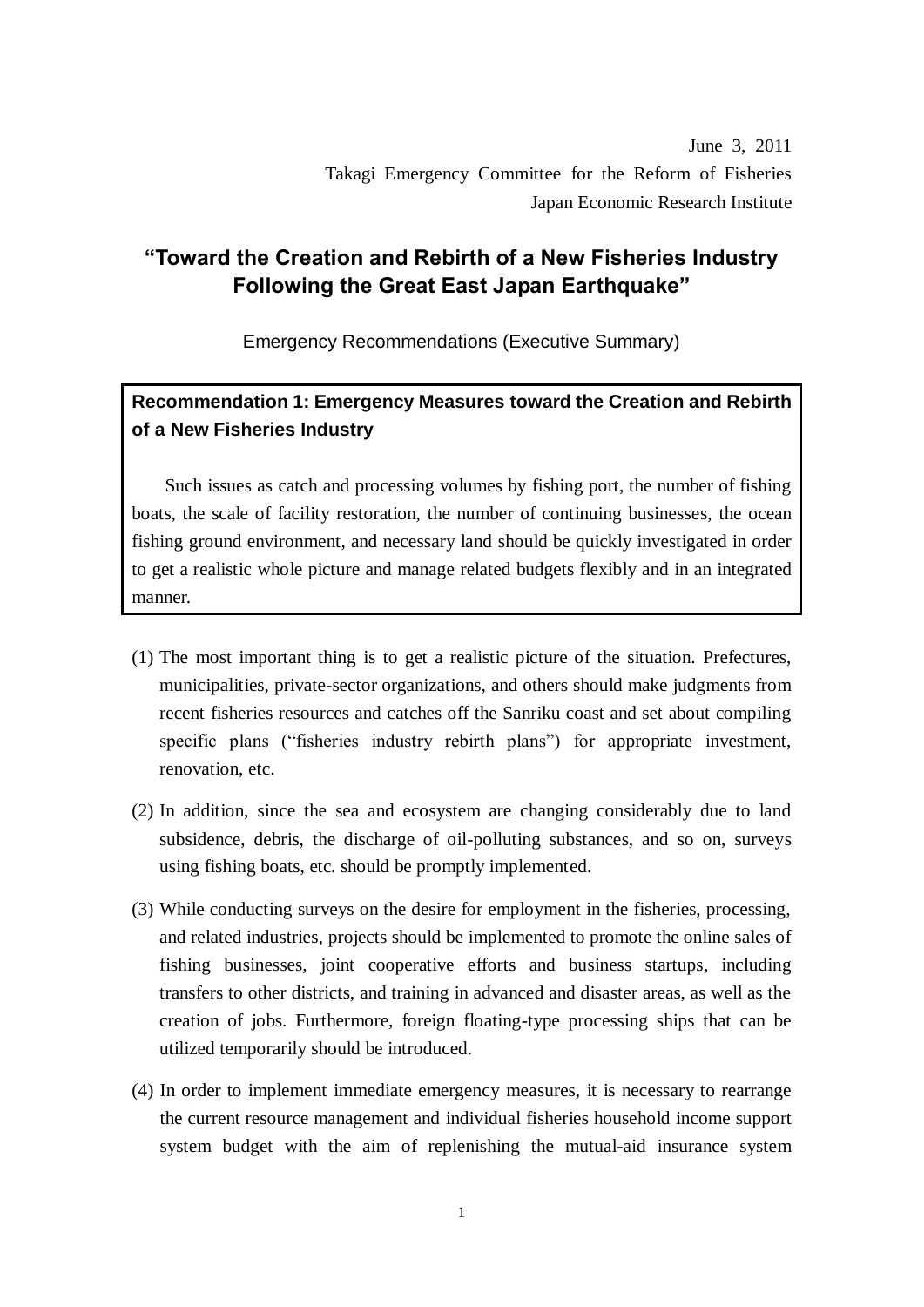June 3, 2011
Takagi Emergency Committee for the Reform of Fisheries
Japan Economic Research Institute

# "Toward the Creation and Rebirth of a New Fisheries Industry Following the Great East Japan Earthquake"

Emergency Recommendations (Executive Summary)

**Recommendation 1: Emergency Measures toward the Creation and Rebirth of a New Fisheries Industry**

Such issues as catch and processing volumes by fishing port, the number of fishing boats, the scale of facility restoration, the number of continuing businesses, the ocean fishing ground environment, and necessary land should be quickly investigated in order to get a realistic whole picture and manage related budgets flexibly and in an integrated manner.

(1) The most important thing is to get a realistic picture of the situation. Prefectures, municipalities, private-sector organizations, and others should make judgments from recent fisheries resources and catches off the Sanriku coast and set about compiling specific plans ("fisheries industry rebirth plans") for appropriate investment, renovation, etc.

(2) In addition, since the sea and ecosystem are changing considerably due to land subsidence, debris, the discharge of oil-polluting substances, and so on, surveys using fishing boats, etc. should be promptly implemented.

(3) While conducting surveys on the desire for employment in the fisheries, processing, and related industries, projects should be implemented to promote the online sales of fishing businesses, joint cooperative efforts and business startups, including transfers to other districts, and training in advanced and disaster areas, as well as the creation of jobs. Furthermore, foreign floating-type processing ships that can be utilized temporarily should be introduced.

(4) In order to implement immediate emergency measures, it is necessary to rearrange the current resource management and individual fisheries household income support system budget with the aim of replenishing the mutual-aid insurance system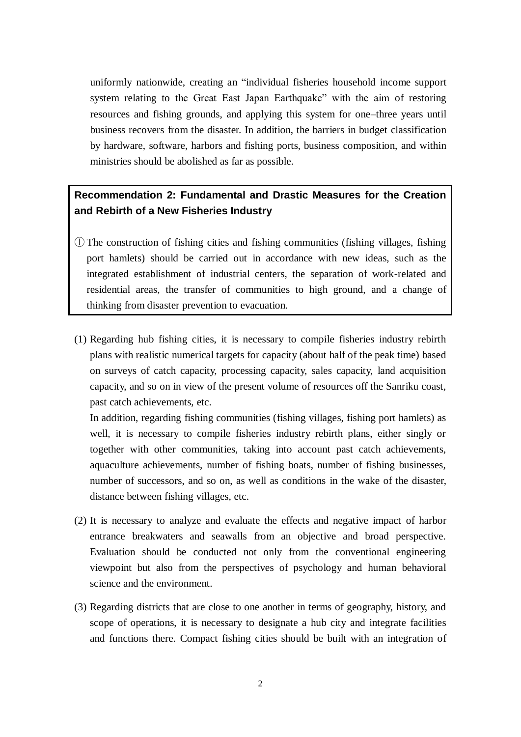uniformly nationwide, creating an "individual fisheries household income support system relating to the Great East Japan Earthquake" with the aim of restoring resources and fishing grounds, and applying this system for one–three years until business recovers from the disaster. In addition, the barriers in budget classification by hardware, software, harbors and fishing ports, business composition, and within ministries should be abolished as far as possible.

**Recommendation 2: Fundamental and Drastic Measures for the Creation and Rebirth of a New Fisheries Industry**

① The construction of fishing cities and fishing communities (fishing villages, fishing port hamlets) should be carried out in accordance with new ideas, such as the integrated establishment of industrial centers, the separation of work-related and residential areas, the transfer of communities to high ground, and a change of thinking from disaster prevention to evacuation.

(1) Regarding hub fishing cities, it is necessary to compile fisheries industry rebirth plans with realistic numerical targets for capacity (about half of the peak time) based on surveys of catch capacity, processing capacity, sales capacity, land acquisition capacity, and so on in view of the present volume of resources off the Sanriku coast, past catch achievements, etc.

In addition, regarding fishing communities (fishing villages, fishing port hamlets) as well, it is necessary to compile fisheries industry rebirth plans, either singly or together with other communities, taking into account past catch achievements, aquaculture achievements, number of fishing boats, number of fishing businesses, number of successors, and so on, as well as conditions in the wake of the disaster, distance between fishing villages, etc.

(2) It is necessary to analyze and evaluate the effects and negative impact of harbor entrance breakwaters and seawalls from an objective and broad perspective. Evaluation should be conducted not only from the conventional engineering viewpoint but also from the perspectives of psychology and human behavioral science and the environment.

(3) Regarding districts that are close to one another in terms of geography, history, and scope of operations, it is necessary to designate a hub city and integrate facilities and functions there. Compact fishing cities should be built with an integration of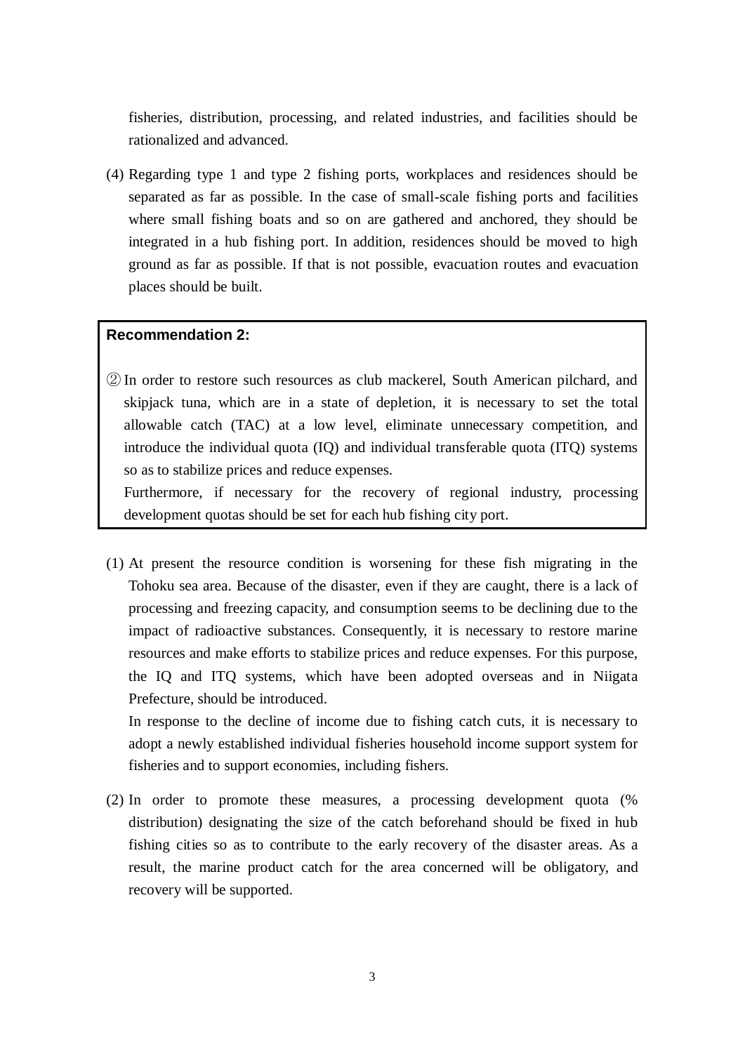fisheries, distribution, processing, and related industries, and facilities should be rationalized and advanced.

(4) Regarding type 1 and type 2 fishing ports, workplaces and residences should be separated as far as possible. In the case of small-scale fishing ports and facilities where small fishing boats and so on are gathered and anchored, they should be integrated in a hub fishing port. In addition, residences should be moved to high ground as far as possible. If that is not possible, evacuation routes and evacuation places should be built.

**Recommendation 2:**

② In order to restore such resources as club mackerel, South American pilchard, and skipjack tuna, which are in a state of depletion, it is necessary to set the total allowable catch (TAC) at a low level, eliminate unnecessary competition, and introduce the individual quota (IQ) and individual transferable quota (ITQ) systems so as to stabilize prices and reduce expenses.

Furthermore, if necessary for the recovery of regional industry, processing development quotas should be set for each hub fishing city port.

(1) At present the resource condition is worsening for these fish migrating in the Tohoku sea area. Because of the disaster, even if they are caught, there is a lack of processing and freezing capacity, and consumption seems to be declining due to the impact of radioactive substances. Consequently, it is necessary to restore marine resources and make efforts to stabilize prices and reduce expenses. For this purpose, the IQ and ITQ systems, which have been adopted overseas and in Niigata Prefecture, should be introduced.

In response to the decline of income due to fishing catch cuts, it is necessary to adopt a newly established individual fisheries household income support system for fisheries and to support economies, including fishers.

(2) In order to promote these measures, a processing development quota (% distribution) designating the size of the catch beforehand should be fixed in hub fishing cities so as to contribute to the early recovery of the disaster areas. As a result, the marine product catch for the area concerned will be obligatory, and recovery will be supported.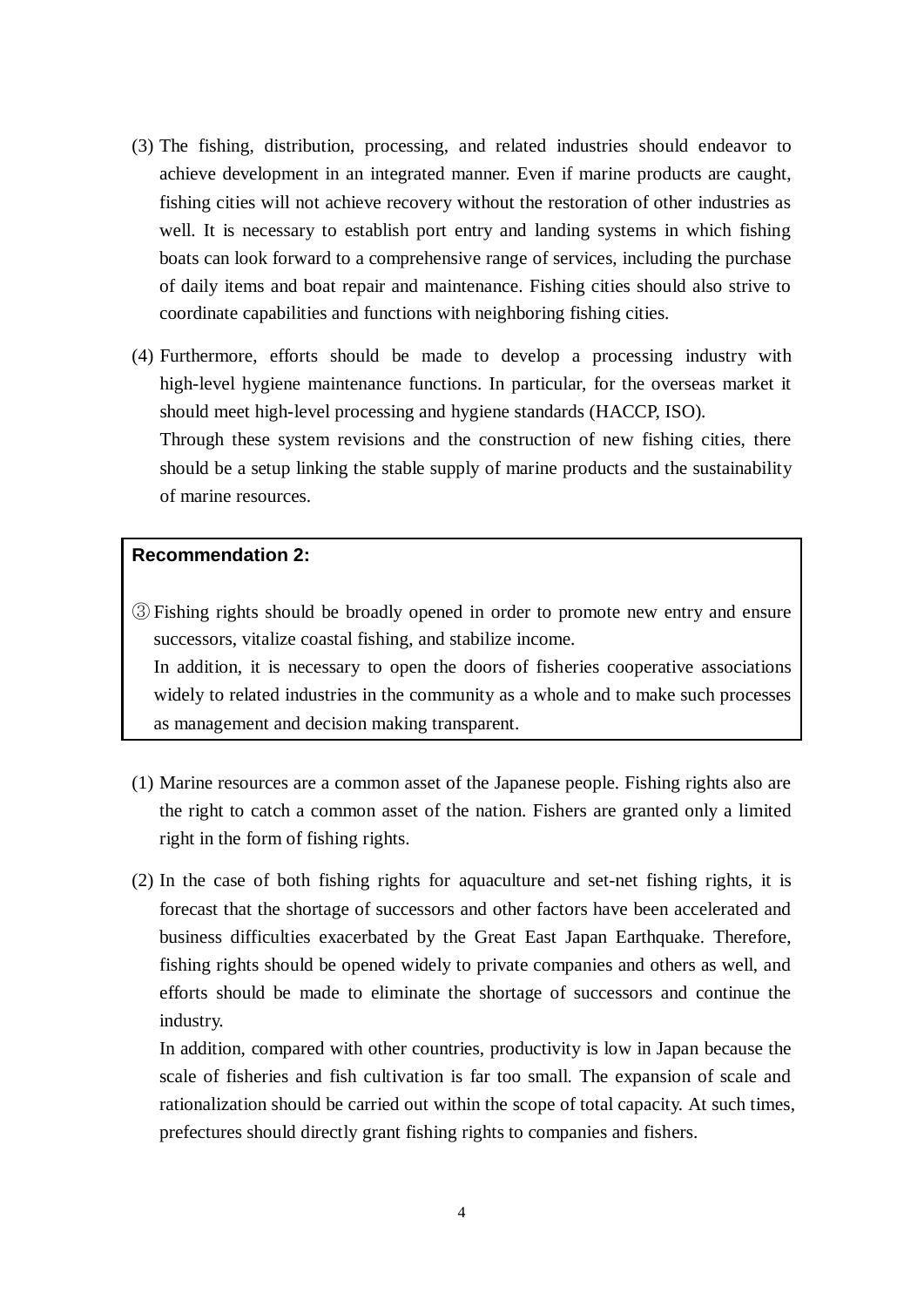(3) The fishing, distribution, processing, and related industries should endeavor to achieve development in an integrated manner. Even if marine products are caught, fishing cities will not achieve recovery without the restoration of other industries as well. It is necessary to establish port entry and landing systems in which fishing boats can look forward to a comprehensive range of services, including the purchase of daily items and boat repair and maintenance. Fishing cities should also strive to coordinate capabilities and functions with neighboring fishing cities.

(4) Furthermore, efforts should be made to develop a processing industry with high-level hygiene maintenance functions. In particular, for the overseas market it should meet high-level processing and hygiene standards (HACCP, ISO).
Through these system revisions and the construction of new fishing cities, there should be a setup linking the stable supply of marine products and the sustainability of marine resources.

**Recommendation 2:**

③ Fishing rights should be broadly opened in order to promote new entry and ensure successors, vitalize coastal fishing, and stabilize income.
In addition, it is necessary to open the doors of fisheries cooperative associations widely to related industries in the community as a whole and to make such processes as management and decision making transparent.

(1) Marine resources are a common asset of the Japanese people. Fishing rights also are the right to catch a common asset of the nation. Fishers are granted only a limited right in the form of fishing rights.

(2) In the case of both fishing rights for aquaculture and set-net fishing rights, it is forecast that the shortage of successors and other factors have been accelerated and business difficulties exacerbated by the Great East Japan Earthquake. Therefore, fishing rights should be opened widely to private companies and others as well, and efforts should be made to eliminate the shortage of successors and continue the industry.
In addition, compared with other countries, productivity is low in Japan because the scale of fisheries and fish cultivation is far too small. The expansion of scale and rationalization should be carried out within the scope of total capacity. At such times, prefectures should directly grant fishing rights to companies and fishers.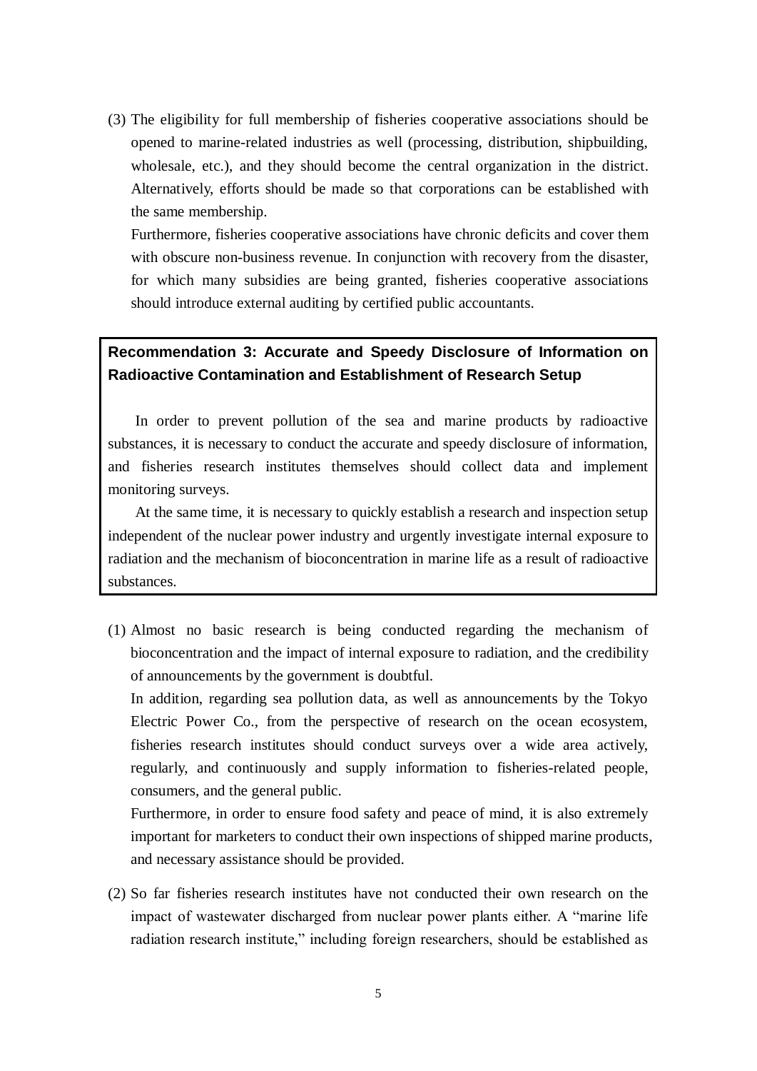(3) The eligibility for full membership of fisheries cooperative associations should be opened to marine-related industries as well (processing, distribution, shipbuilding, wholesale, etc.), and they should become the central organization in the district. Alternatively, efforts should be made so that corporations can be established with the same membership.

    Furthermore, fisheries cooperative associations have chronic deficits and cover them with obscure non-business revenue. In conjunction with recovery from the disaster, for which many subsidies are being granted, fisheries cooperative associations should introduce external auditing by certified public accountants.

**Recommendation 3: Accurate and Speedy Disclosure of Information on Radioactive Contamination and Establishment of Research Setup**

In order to prevent pollution of the sea and marine products by radioactive substances, it is necessary to conduct the accurate and speedy disclosure of information, and fisheries research institutes themselves should collect data and implement monitoring surveys.

At the same time, it is necessary to quickly establish a research and inspection setup independent of the nuclear power industry and urgently investigate internal exposure to radiation and the mechanism of bioconcentration in marine life as a result of radioactive substances.

(1) Almost no basic research is being conducted regarding the mechanism of bioconcentration and the impact of internal exposure to radiation, and the credibility of announcements by the government is doubtful.

    In addition, regarding sea pollution data, as well as announcements by the Tokyo Electric Power Co., from the perspective of research on the ocean ecosystem, fisheries research institutes should conduct surveys over a wide area actively, regularly, and continuously and supply information to fisheries-related people, consumers, and the general public.

    Furthermore, in order to ensure food safety and peace of mind, it is also extremely important for marketers to conduct their own inspections of shipped marine products, and necessary assistance should be provided.

(2) So far fisheries research institutes have not conducted their own research on the impact of wastewater discharged from nuclear power plants either. A "marine life radiation research institute," including foreign researchers, should be established as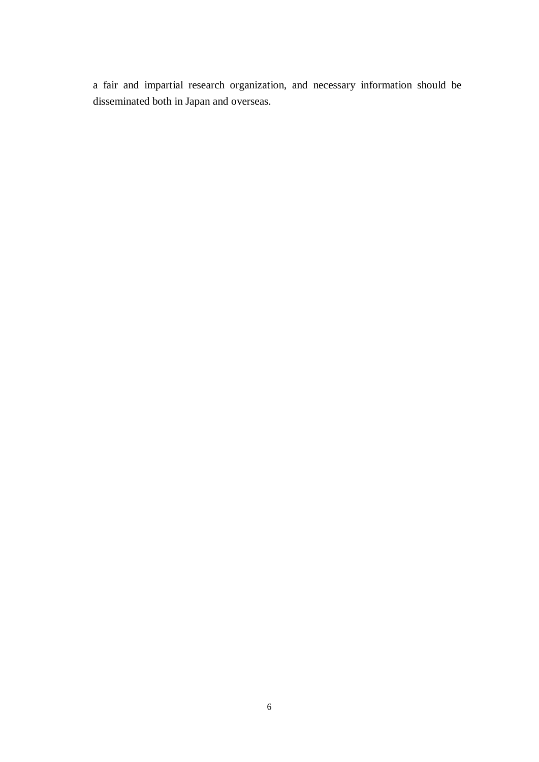a fair and impartial research organization, and necessary information should be disseminated both in Japan and overseas.